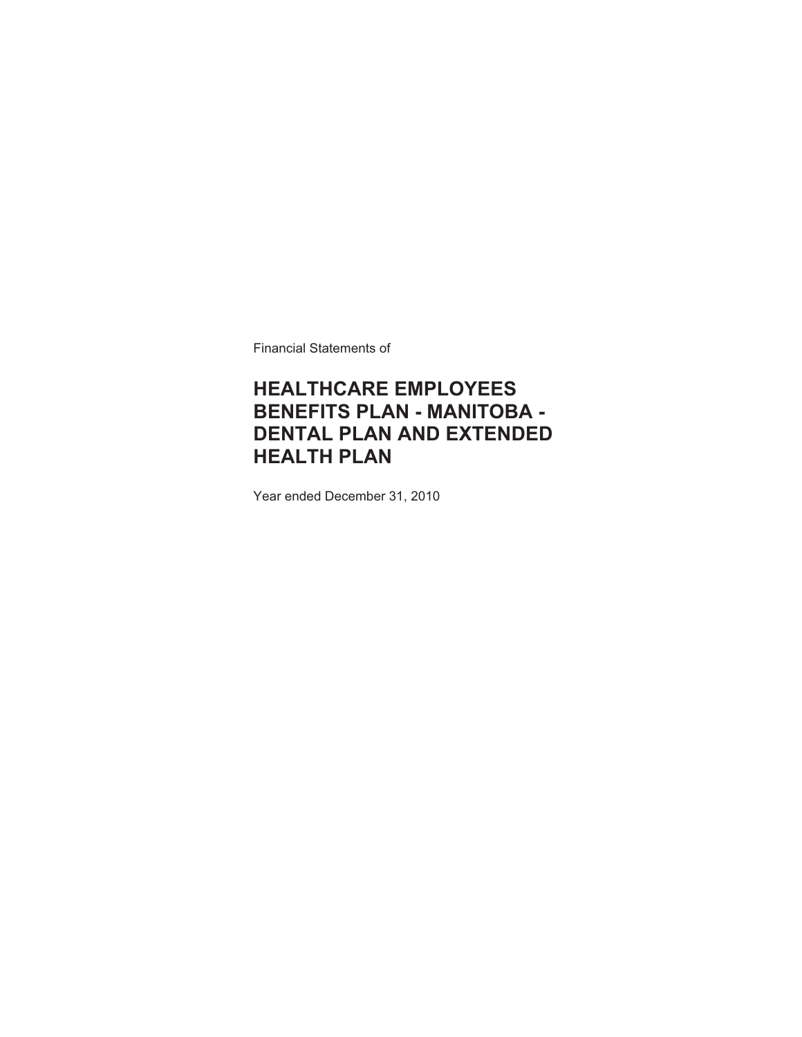Financial Statements of

# HEALTHCARE EMPLOYEES BENEFITS PLAN - MANITOBA - DENTAL PLAN AND EXTENDED HEALTH PLAN

Year ended December 31, 2010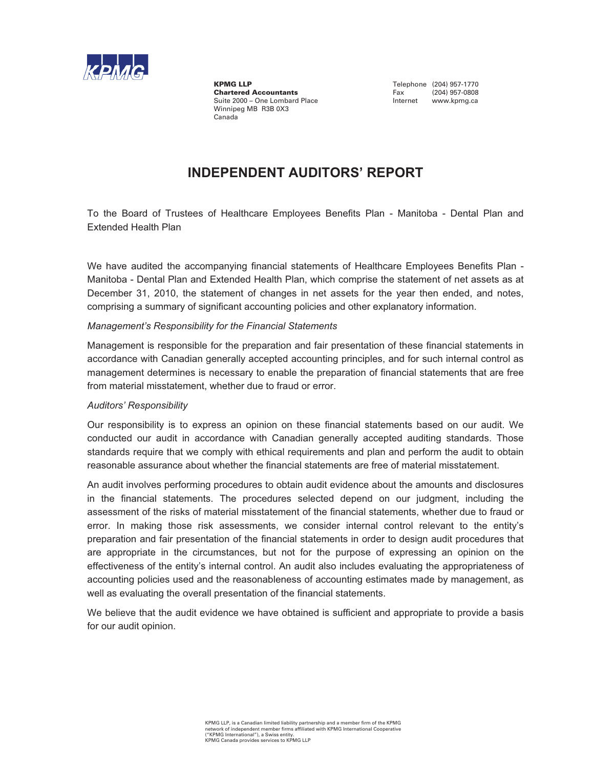**KPMG LLP**
**Chartered Accountants**
Suite 2000 – One Lombard Place
Winnipeg MB R3B 0X3
Canada

Telephone (204) 957-1770
Fax (204) 957-0808
Internet www.kpmg.ca

# INDEPENDENT AUDITORS' REPORT

To the Board of Trustees of Healthcare Employees Benefits Plan - Manitoba - Dental Plan and Extended Health Plan

We have audited the accompanying financial statements of Healthcare Employees Benefits Plan - Manitoba - Dental Plan and Extended Health Plan, which comprise the statement of net assets as at December 31, 2010, the statement of changes in net assets for the year then ended, and notes, comprising a summary of significant accounting policies and other explanatory information.

*Management's Responsibility for the Financial Statements*

Management is responsible for the preparation and fair presentation of these financial statements in accordance with Canadian generally accepted accounting principles, and for such internal control as management determines is necessary to enable the preparation of financial statements that are free from material misstatement, whether due to fraud or error.

*Auditors' Responsibility*

Our responsibility is to express an opinion on these financial statements based on our audit. We conducted our audit in accordance with Canadian generally accepted auditing standards. Those standards require that we comply with ethical requirements and plan and perform the audit to obtain reasonable assurance about whether the financial statements are free of material misstatement.

An audit involves performing procedures to obtain audit evidence about the amounts and disclosures in the financial statements. The procedures selected depend on our judgment, including the assessment of the risks of material misstatement of the financial statements, whether due to fraud or error. In making those risk assessments, we consider internal control relevant to the entity's preparation and fair presentation of the financial statements in order to design audit procedures that are appropriate in the circumstances, but not for the purpose of expressing an opinion on the effectiveness of the entity's internal control. An audit also includes evaluating the appropriateness of accounting policies used and the reasonableness of accounting estimates made by management, as well as evaluating the overall presentation of the financial statements.

We believe that the audit evidence we have obtained is sufficient and appropriate to provide a basis for our audit opinion.

KPMG LLP, is a Canadian limited liability partnership and a member firm of the KPMG network of independent member firms affiliated with KPMG International Cooperative ("KPMG International"), a Swiss entity.
KPMG Canada provides services to KPMG LLP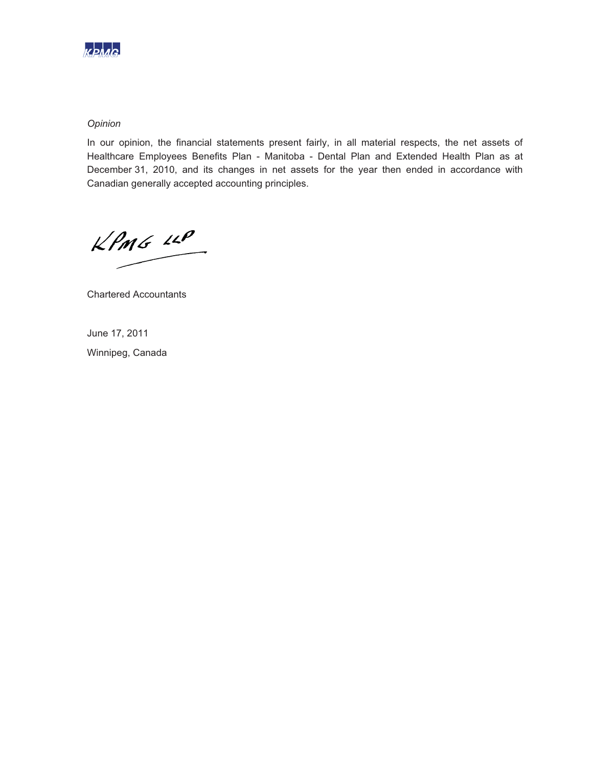*Opinion*

In our opinion, the financial statements present fairly, in all material respects, the net assets of Healthcare Employees Benefits Plan - Manitoba - Dental Plan and Extended Health Plan as at December 31, 2010, and its changes in net assets for the year then ended in accordance with Canadian generally accepted accounting principles.

KPMG LLP

Chartered Accountants

June 17, 2011

Winnipeg, Canada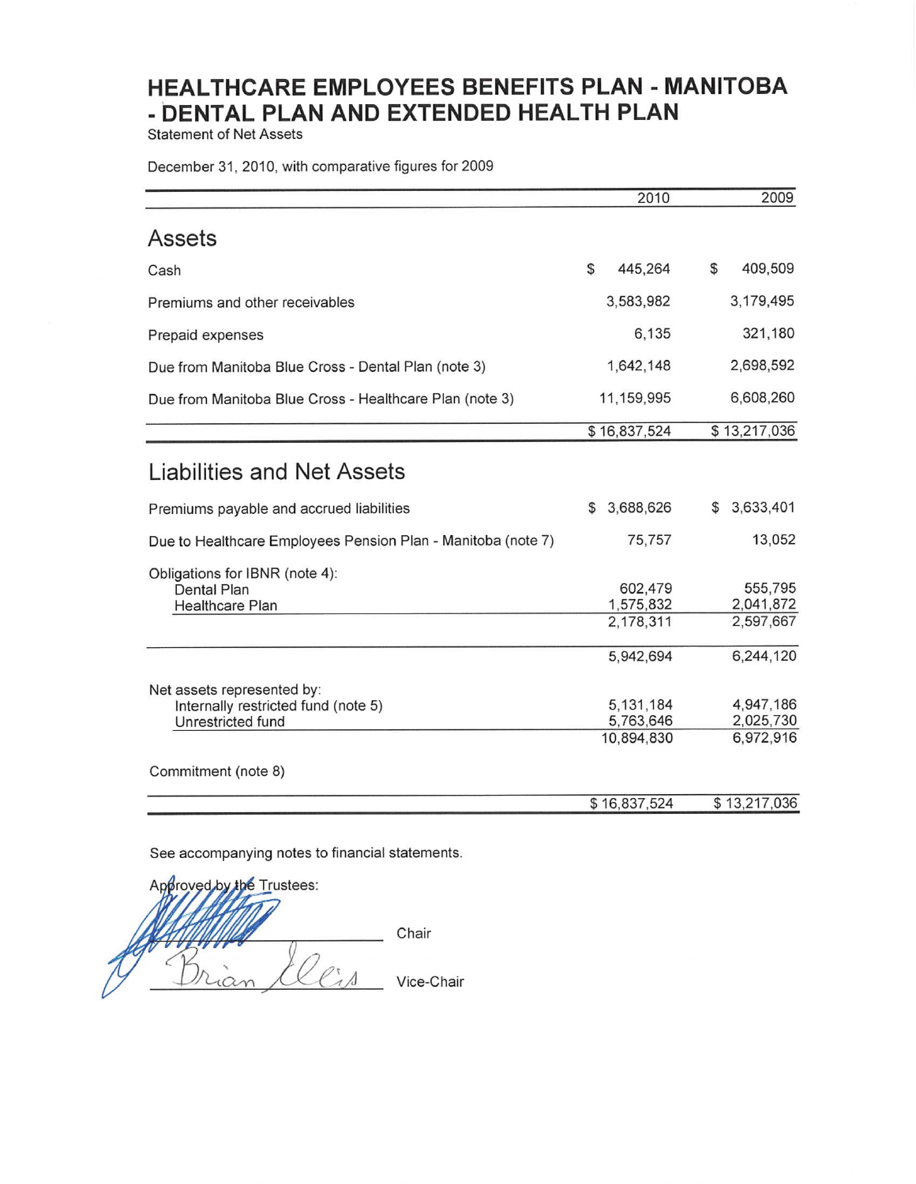# HEALTHCARE EMPLOYEES BENEFITS PLAN - MANITOBA - DENTAL PLAN AND EXTENDED HEALTH PLAN

Statement of Net Assets

December 31, 2010, with comparative figures for 2009

| | 2010 | 2009 |
|---|---|---|
| **Assets** | | |
| Cash | $ 445,264 | $ 409,509 |
| Premiums and other receivables | 3,583,982 | 3,179,495 |
| Prepaid expenses | 6,135 | 321,180 |
| Due from Manitoba Blue Cross - Dental Plan (note 3) | 1,642,148 | 2,698,592 |
| Due from Manitoba Blue Cross - Healthcare Plan (note 3) | 11,159,995 | 6,608,260 |
| | $ 16,837,524 | $ 13,217,036 |
| **Liabilities and Net Assets** | | |
| Premiums payable and accrued liabilities | $ 3,688,626 | $ 3,633,401 |
| Due to Healthcare Employees Pension Plan - Manitoba (note 7) | 75,757 | 13,052 |
| Obligations for IBNR (note 4): | | |
| Dental Plan | 602,479 | 555,795 |
| Healthcare Plan | 1,575,832 | 2,041,872 |
| | 2,178,311 | 2,597,667 |
| | 5,942,694 | 6,244,120 |
| Net assets represented by: | | |
| Internally restricted fund (note 5) | 5,131,184 | 4,947,186 |
| Unrestricted fund | 5,763,646 | 2,025,730 |
| | 10,894,830 | 6,972,916 |
| Commitment (note 8) | | |
| | $ 16,837,524 | $ 13,217,036 |

See accompanying notes to financial statements.

Approved by the Trustees:

_________________________ Chair

_________________________ Vice-Chair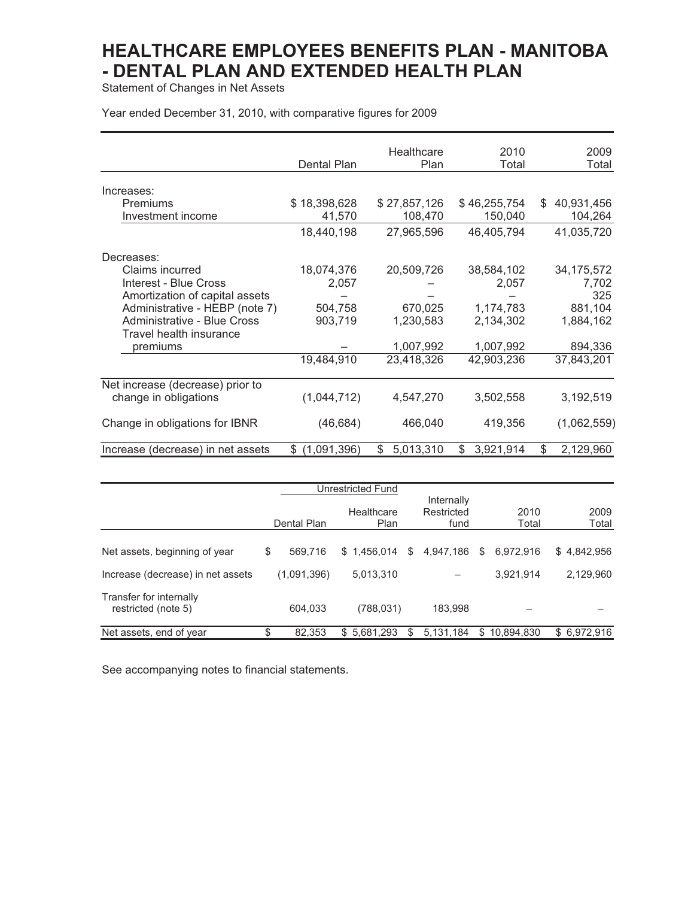# HEALTHCARE EMPLOYEES BENEFITS PLAN - MANITOBA - DENTAL PLAN AND EXTENDED HEALTH PLAN

Statement of Changes in Net Assets

Year ended December 31, 2010, with comparative figures for 2009

| | Dental Plan | Healthcare Plan | 2010 Total | 2009 Total |
|---|---|---|---|---|
| Increases: | | | | |
| Premiums | $ 18,398,628 | $ 27,857,126 | $ 46,255,754 | $ 40,931,456 |
| Investment income | 41,570 | 108,470 | 150,040 | 104,264 |
| | 18,440,198 | 27,965,596 | 46,405,794 | 41,035,720 |
| Decreases: | | | | |
| Claims incurred | 18,074,376 | 20,509,726 | 38,584,102 | 34,175,572 |
| Interest - Blue Cross | 2,057 | – | 2,057 | 7,702 |
| Amortization of capital assets | – | – | – | 325 |
| Administrative - HEBP (note 7) | 504,758 | 670,025 | 1,174,783 | 881,104 |
| Administrative - Blue Cross | 903,719 | 1,230,583 | 2,134,302 | 1,884,162 |
| Travel health insurance premiums | – | 1,007,992 | 1,007,992 | 894,336 |
| | 19,484,910 | 23,418,326 | 42,903,236 | 37,843,201 |
| Net increase (decrease) prior to change in obligations | (1,044,712) | 4,547,270 | 3,502,558 | 3,192,519 |
| Change in obligations for IBNR | (46,684) | 466,040 | 419,356 | (1,062,559) |
| Increase (decrease) in net assets | $ (1,091,396) | $ 5,013,310 | $ 3,921,914 | $ 2,129,960 |

| | Unrestricted Fund | | | | |
|---|---|---|---|---|---|
| | Dental Plan | Healthcare Plan | Internally Restricted fund | 2010 Total | 2009 Total |
| Net assets, beginning of year | $ 569,716 | $ 1,456,014 | $ 4,947,186 | $ 6,972,916 | $ 4,842,956 |
| Increase (decrease) in net assets | (1,091,396) | 5,013,310 | – | 3,921,914 | 2,129,960 |
| Transfer for internally restricted (note 5) | 604,033 | (788,031) | 183,998 | – | – |
| Net assets, end of year | $ 82,353 | $ 5,681,293 | $ 5,131,184 | $ 10,894,830 | $ 6,972,916 |

See accompanying notes to financial statements.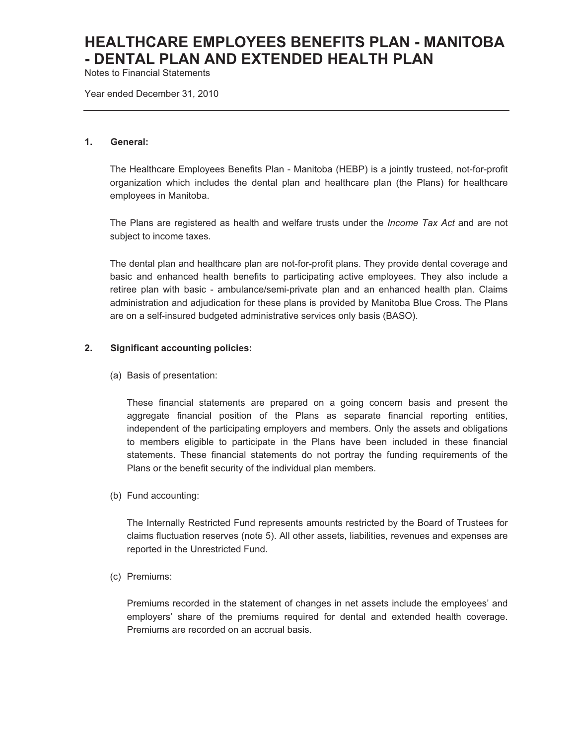# HEALTHCARE EMPLOYEES BENEFITS PLAN - MANITOBA - DENTAL PLAN AND EXTENDED HEALTH PLAN

Notes to Financial Statements

Year ended December 31, 2010

---

## 1. General:

The Healthcare Employees Benefits Plan - Manitoba (HEBP) is a jointly trusteed, not-for-profit organization which includes the dental plan and healthcare plan (the Plans) for healthcare employees in Manitoba.

The Plans are registered as health and welfare trusts under the *Income Tax Act* and are not subject to income taxes.

The dental plan and healthcare plan are not-for-profit plans. They provide dental coverage and basic and enhanced health benefits to participating active employees. They also include a retiree plan with basic - ambulance/semi-private plan and an enhanced health plan. Claims administration and adjudication for these plans is provided by Manitoba Blue Cross. The Plans are on a self-insured budgeted administrative services only basis (BASO).

## 2. Significant accounting policies:

(a) Basis of presentation:

These financial statements are prepared on a going concern basis and present the aggregate financial position of the Plans as separate financial reporting entities, independent of the participating employers and members. Only the assets and obligations to members eligible to participate in the Plans have been included in these financial statements. These financial statements do not portray the funding requirements of the Plans or the benefit security of the individual plan members.

(b) Fund accounting:

The Internally Restricted Fund represents amounts restricted by the Board of Trustees for claims fluctuation reserves (note 5). All other assets, liabilities, revenues and expenses are reported in the Unrestricted Fund.

(c) Premiums:

Premiums recorded in the statement of changes in net assets include the employees' and employers' share of the premiums required for dental and extended health coverage. Premiums are recorded on an accrual basis.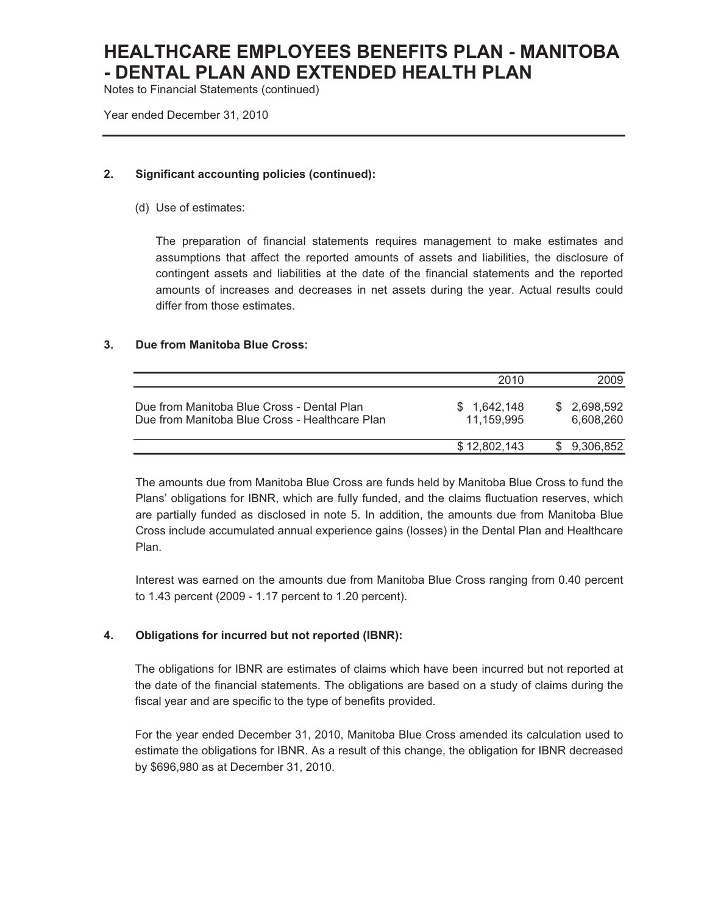# HEALTHCARE EMPLOYEES BENEFITS PLAN - MANITOBA - DENTAL PLAN AND EXTENDED HEALTH PLAN

Notes to Financial Statements (continued)

Year ended December 31, 2010

## 2. Significant accounting policies (continued):

(d) Use of estimates:

The preparation of financial statements requires management to make estimates and assumptions that affect the reported amounts of assets and liabilities, the disclosure of contingent assets and liabilities at the date of the financial statements and the reported amounts of increases and decreases in net assets during the year. Actual results could differ from those estimates.

## 3. Due from Manitoba Blue Cross:

| | 2010 | 2009 |
|---|---|---|
| Due from Manitoba Blue Cross - Dental Plan | $ 1,642,148 | $ 2,698,592 |
| Due from Manitoba Blue Cross - Healthcare Plan | 11,159,995 | 6,608,260 |
| | $ 12,802,143 | $ 9,306,852 |

The amounts due from Manitoba Blue Cross are funds held by Manitoba Blue Cross to fund the Plans' obligations for IBNR, which are fully funded, and the claims fluctuation reserves, which are partially funded as disclosed in note 5. In addition, the amounts due from Manitoba Blue Cross include accumulated annual experience gains (losses) in the Dental Plan and Healthcare Plan.

Interest was earned on the amounts due from Manitoba Blue Cross ranging from 0.40 percent to 1.43 percent (2009 - 1.17 percent to 1.20 percent).

## 4. Obligations for incurred but not reported (IBNR):

The obligations for IBNR are estimates of claims which have been incurred but not reported at the date of the financial statements. The obligations are based on a study of claims during the fiscal year and are specific to the type of benefits provided.

For the year ended December 31, 2010, Manitoba Blue Cross amended its calculation used to estimate the obligations for IBNR. As a result of this change, the obligation for IBNR decreased by $696,980 as at December 31, 2010.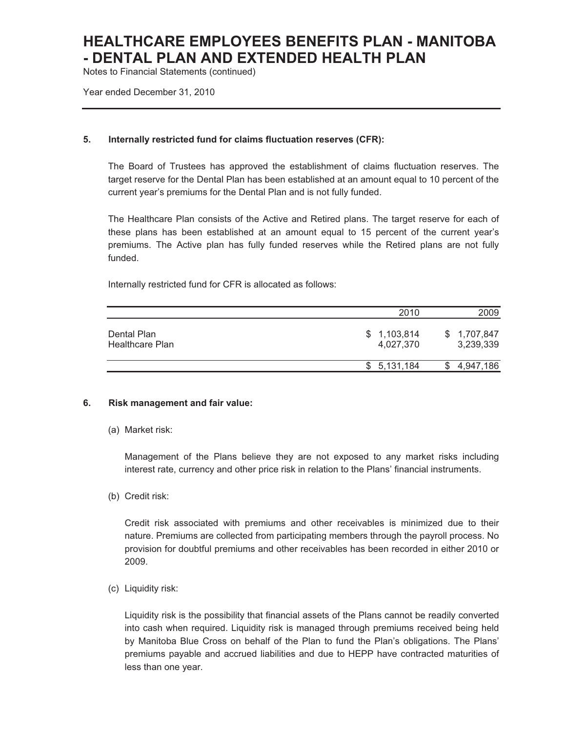### 5. Internally restricted fund for claims fluctuation reserves (CFR):

The Board of Trustees has approved the establishment of claims fluctuation reserves. The target reserve for the Dental Plan has been established at an amount equal to 10 percent of the current year's premiums for the Dental Plan and is not fully funded.

The Healthcare Plan consists of the Active and Retired plans. The target reserve for each of these plans has been established at an amount equal to 15 percent of the current year's premiums. The Active plan has fully funded reserves while the Retired plans are not fully funded.

Internally restricted fund for CFR is allocated as follows:

| | 2010 | 2009 |
|---|---|---|
| Dental Plan | $ 1,103,814 | $ 1,707,847 |
| Healthcare Plan | 4,027,370 | 3,239,339 |
| | $ 5,131,184 | $ 4,947,186 |

### 6. Risk management and fair value:

(a) Market risk:

Management of the Plans believe they are not exposed to any market risks including interest rate, currency and other price risk in relation to the Plans' financial instruments.

(b) Credit risk:

Credit risk associated with premiums and other receivables is minimized due to their nature. Premiums are collected from participating members through the payroll process. No provision for doubtful premiums and other receivables has been recorded in either 2010 or 2009.

(c) Liquidity risk:

Liquidity risk is the possibility that financial assets of the Plans cannot be readily converted into cash when required. Liquidity risk is managed through premiums received being held by Manitoba Blue Cross on behalf of the Plan to fund the Plan's obligations. The Plans' premiums payable and accrued liabilities and due to HEPP have contracted maturities of less than one year.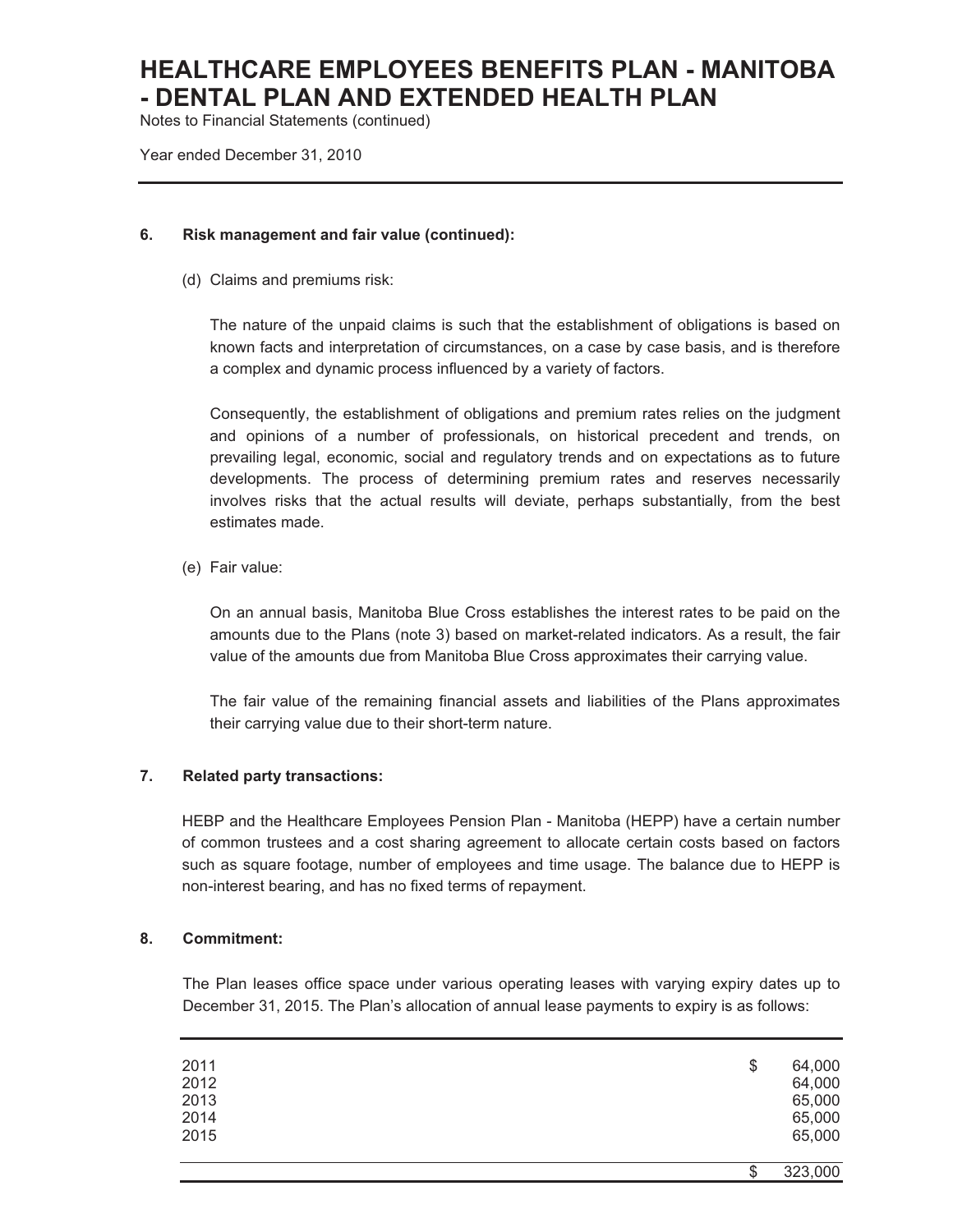# HEALTHCARE EMPLOYEES BENEFITS PLAN - MANITOBA - DENTAL PLAN AND EXTENDED HEALTH PLAN

Notes to Financial Statements (continued)

Year ended December 31, 2010

**6. Risk management and fair value (continued):**

(d) Claims and premiums risk:

The nature of the unpaid claims is such that the establishment of obligations is based on known facts and interpretation of circumstances, on a case by case basis, and is therefore a complex and dynamic process influenced by a variety of factors.

Consequently, the establishment of obligations and premium rates relies on the judgment and opinions of a number of professionals, on historical precedent and trends, on prevailing legal, economic, social and regulatory trends and on expectations as to future developments. The process of determining premium rates and reserves necessarily involves risks that the actual results will deviate, perhaps substantially, from the best estimates made.

(e) Fair value:

On an annual basis, Manitoba Blue Cross establishes the interest rates to be paid on the amounts due to the Plans (note 3) based on market-related indicators. As a result, the fair value of the amounts due from Manitoba Blue Cross approximates their carrying value.

The fair value of the remaining financial assets and liabilities of the Plans approximates their carrying value due to their short-term nature.

**7. Related party transactions:**

HEBP and the Healthcare Employees Pension Plan - Manitoba (HEPP) have a certain number of common trustees and a cost sharing agreement to allocate certain costs based on factors such as square footage, number of employees and time usage. The balance due to HEPP is non-interest bearing, and has no fixed terms of repayment.

**8. Commitment:**

The Plan leases office space under various operating leases with varying expiry dates up to December 31, 2015. The Plan's allocation of annual lease payments to expiry is as follows:

| | |
|---|---|
| 2011 | $ 64,000 |
| 2012 | 64,000 |
| 2013 | 65,000 |
| 2014 | 65,000 |
| 2015 | 65,000 |
| | $ 323,000 |